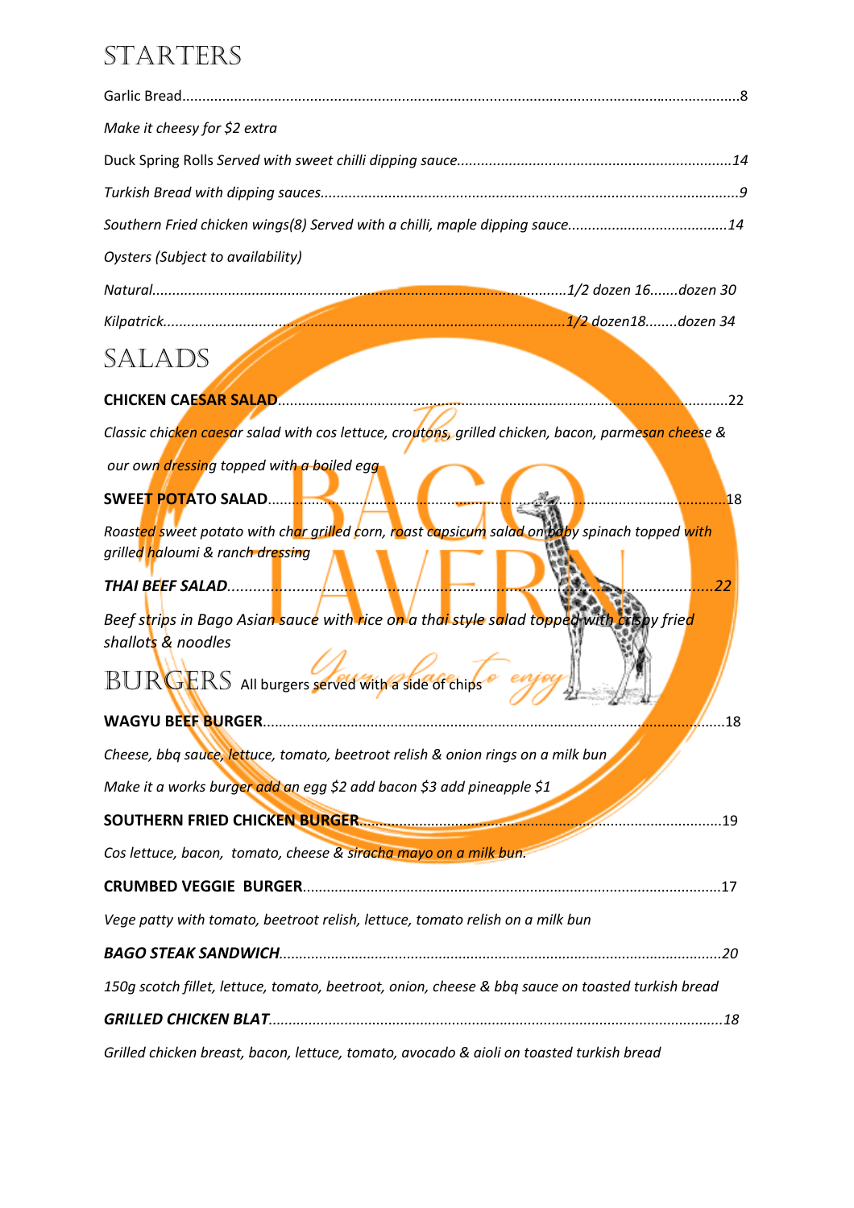## STARTERS

Garlic Bread.........................................................................................................................................8

*Make it cheesy for $2 extra*

Duck Spring Rolls *Served with sweet chilli dipping sauce....................................................................14*

*Turkish Bread with dipping sauces........................................................................................................9*

*Southern Fried chicken wings(8) Served with a chilli, maple dipping sauce........................................14*

*Oysters (Subject to availability)*

*Natural.........................................................................................................1/2 dozen 16.......dozen 30*

*Kilpatrick.....................................................................................................1/2 dozen18........dozen 34*

## SALADS

**CHICKEN CAESAR SALAD**.........................................................................................................22

*Classic chicken caesar salad with cos lettuce, croutons, grilled chicken, bacon, parmesan cheese & our own dressing topped with a boiled egg*

**SWEET POTATO SALAD**.............................................................................................................18

*Roasted sweet potato with char grilled corn, roast capsicum salad on baby spinach topped with grilled haloumi & ranch dressing*

***THAI BEEF SALAD**..................................................................................................................22*

*Beef strips in Bago Asian sauce with rice on a thai style salad topped with crispy fried shallots & noodles*

## BURGERS
All burgers served with a side of chips

**WAGYU BEEF BURGER**...............................................................................................................18

*Cheese, bbq sauce, lettuce, tomato, beetroot relish & onion rings on a milk bun*

*Make it a works burger add an egg $2 add bacon $3 add pineapple $1*

**SOUTHERN FRIED CHICKEN BURGER**.........................................................................................19

*Cos lettuce, bacon, tomato, cheese & siracha mayo on a milk bun.*

**CRUMBED VEGGIE BURGER**.......................................................................................................17

*Vege patty with tomato, beetroot relish, lettuce, tomato relish on a milk bun*

***BAGO STEAK SANDWICH**............................................................................................................20*

*150g scotch fillet, lettuce, tomato, beetroot, onion, cheese & bbq sauce on toasted turkish bread*

***GRILLED CHICKEN BLAT**...............................................................................................................18*

*Grilled chicken breast, bacon, lettuce, tomato, avocado & aioli on toasted turkish bread*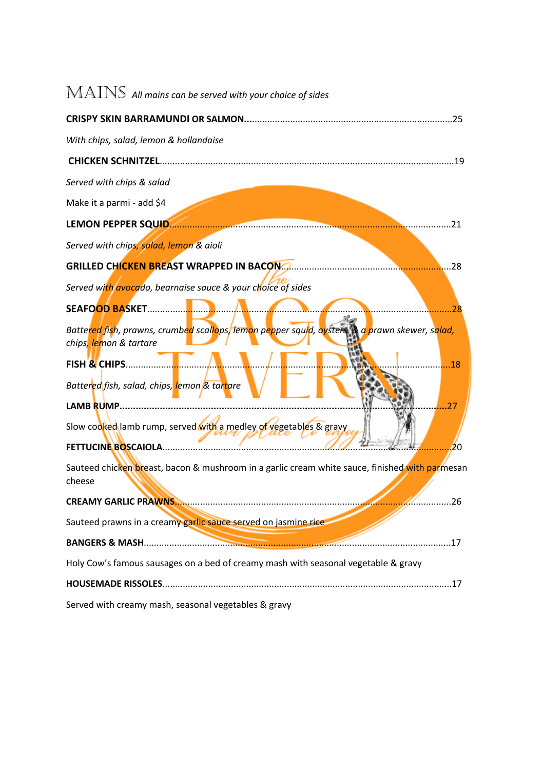# MAINS *All mains can be served with your choice of sides*

**CRISPY SKIN BARRAMUNDI OR SALMON**...25

*With chips, salad, lemon & hollandaise*

**CHICKEN SCHNITZEL**...19

*Served with chips & salad*

Make it a parmi - add $4

**LEMON PEPPER SQUID**...21

*Served with chips, salad, lemon & aioli*

**GRILLED CHICKEN BREAST WRAPPED IN BACON**...28

*Served with avocado, bearnaise sauce & your choice of sides*

**SEAFOOD BASKET**...28

*Battered fish, prawns, crumbed scallops, lemon pepper squid, oysters & a prawn skewer, salad, chips, lemon & tartare*

**FISH & CHIPS**...18

*Battered fish, salad, chips, lemon & tartare*

**LAMB RUMP**...27

Slow cooked lamb rump, served with a medley of vegetables & gravy

**FETTUCINE BOSCAIOLA**...20

Sauteed chicken breast, bacon & mushroom in a garlic cream white sauce, finished with parmesan cheese

**CREAMY GARLIC PRAWNS**...26

Sauteed prawns in a creamy garlic sauce served on jasmine rice

**BANGERS & MASH**...17

Holy Cow's famous sausages on a bed of creamy mash with seasonal vegetable & gravy

**HOUSEMADE RISSOLES**...17

Served with creamy mash, seasonal vegetables & gravy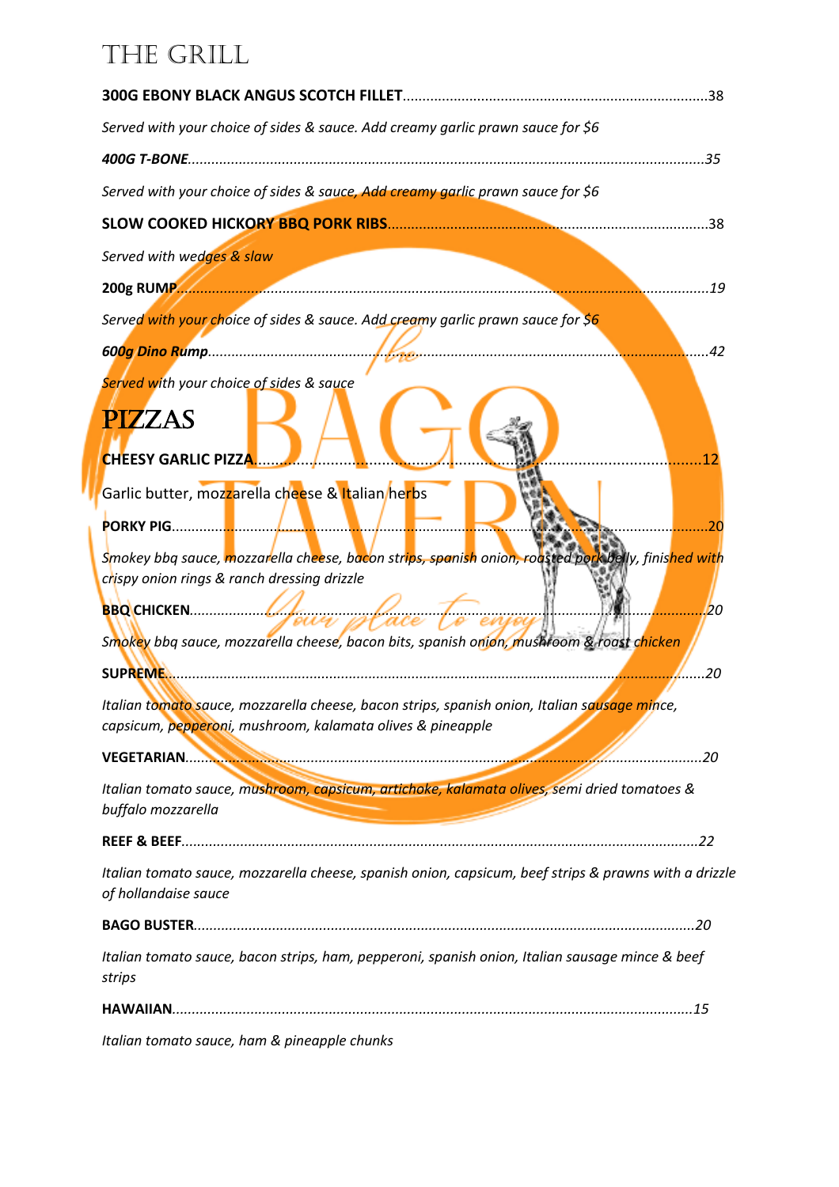# THE GRILL

**300G EBONY BLACK ANGUS SCOTCH FILLET**............................................................................38

*Served with your choice of sides & sauce. Add creamy garlic prawn sauce for $6*

***400G T-BONE***.................................................................................................................................*35*

*Served with your choice of sides & sauce, Add creamy garlic prawn sauce for $6*

**SLOW COOKED HICKORY BBQ PORK RIBS**...............................................................................38

*Served with wedges & slaw*

**200g RUMP**.....................................................................................................................................*19*

*Served with your choice of sides & sauce. Add creamy garlic prawn sauce for $6*

***600g Dino Rump***...............................................................................................................................*42*

*Served with your choice of sides & sauce*

# PIZZAS

**CHEESY GARLIC PIZZA**.........................................................................................................12

Garlic butter, mozzarella cheese & Italian herbs

**PORKY PIG**......................................................................................................................................20

*Smokey bbq sauce, mozzarella cheese, bacon strips, spanish onion, roasted pork belly, finished with crispy onion rings & ranch dressing drizzle*

**BBQ CHICKEN**..................................................................................................................................*20*

*Smokey bbq sauce, mozzarella cheese, bacon bits, spanish onion, mushroom & roast chicken*

**SUPREME**........................................................................................................................................*20*

*Italian tomato sauce, mozzarella cheese, bacon strips, spanish onion, Italian sausage mince, capsicum, pepperoni, mushroom, kalamata olives & pineapple*

**VEGETARIAN**...................................................................................................................................*20*

*Italian tomato sauce, mushroom, capsicum, artichoke, kalamata olives, semi dried tomatoes & buffalo mozzarella*

**REEF & BEEF**...................................................................................................................................*22*

*Italian tomato sauce, mozzarella cheese, spanish onion, capsicum, beef strips & prawns with a drizzle of hollandaise sauce*

**BAGO BUSTER**.................................................................................................................................*20*

*Italian tomato sauce, bacon strips, ham, pepperoni, spanish onion, Italian sausage mince & beef strips*

**HAWAIIAN**.......................................................................................................................................*15*

*Italian tomato sauce, ham & pineapple chunks*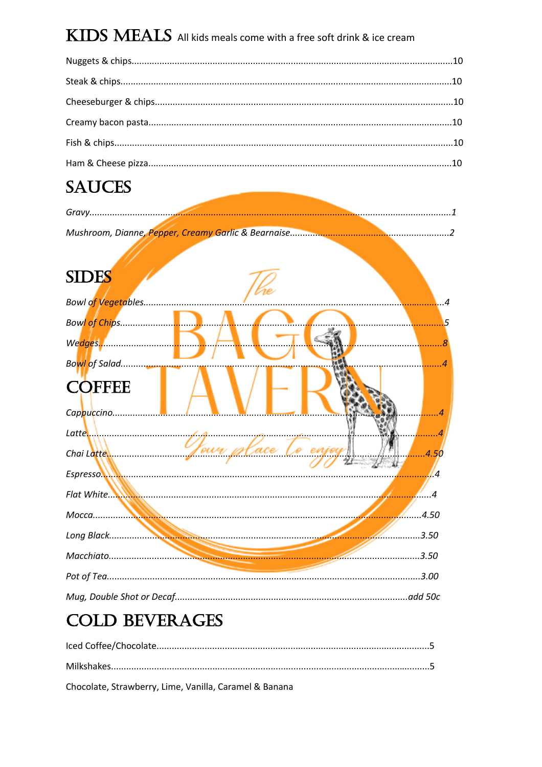## KIDS MEALS All kids meals come with a free soft drink & ice cream

Nuggets & chips..........10

Steak & chips..........10

Cheeseburger & chips..........10

Creamy bacon pasta..........10

Fish & chips..........10

Ham & Cheese pizza..........10

## SAUCES

*Gravy..........1*

*Mushroom, Dianne, Pepper, Creamy Garlic & Bearnaise..........2*

## SIDES

*Bowl of Vegetables..........4*

*Bowl of Chips..........5*

*Wedges..........8*

*Bowl of Salad..........4*

The BAGO TAVERN

Your place to enjoy

## COFFEE

*Cappuccino..........4*

*Latte..........4*

*Chai Latte..........4.50*

*Espresso..........4*

*Flat White..........4*

*Mocca..........4.50*

*Long Black..........3.50*

*Macchiato..........3.50*

*Pot of Tea..........3.00*

*Mug, Double Shot or Decaf..........add 50c*

## COLD BEVERAGES

Iced Coffee/Chocolate..........5

Milkshakes..........5

Chocolate, Strawberry, Lime, Vanilla, Caramel & Banana